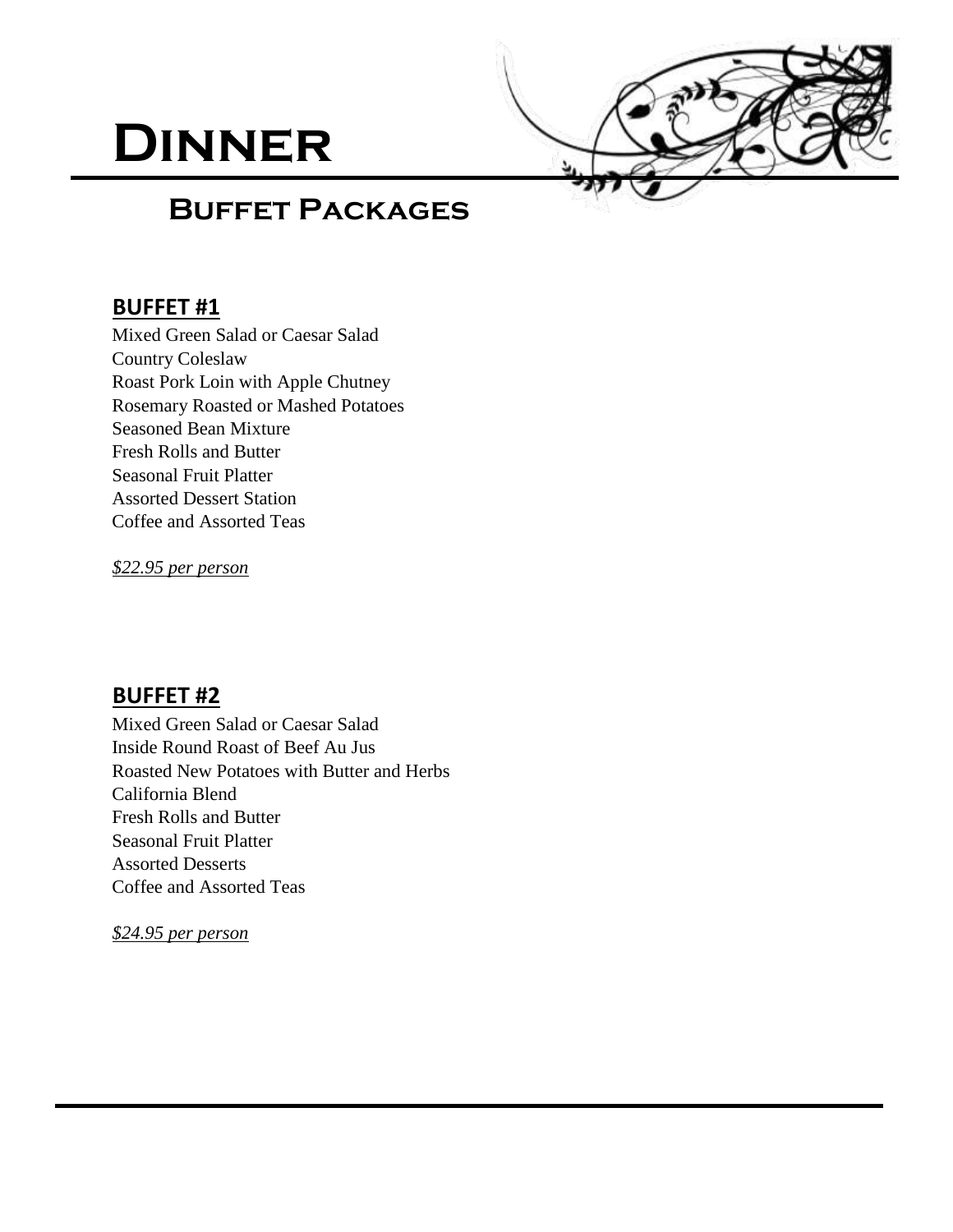# Dinner

## Buffet Packages

### BUFFET #1

Mixed Green Salad or Caesar Salad
Country Coleslaw
Roast Pork Loin with Apple Chutney
Rosemary Roasted or Mashed Potatoes
Seasoned Bean Mixture
Fresh Rolls and Butter
Seasonal Fruit Platter
Assorted Dessert Station
Coffee and Assorted Teas

*$22.95 per person*

### BUFFET #2

Mixed Green Salad or Caesar Salad
Inside Round Roast of Beef Au Jus
Roasted New Potatoes with Butter and Herbs
California Blend
Fresh Rolls and Butter
Seasonal Fruit Platter
Assorted Desserts
Coffee and Assorted Teas

*$24.95 per person*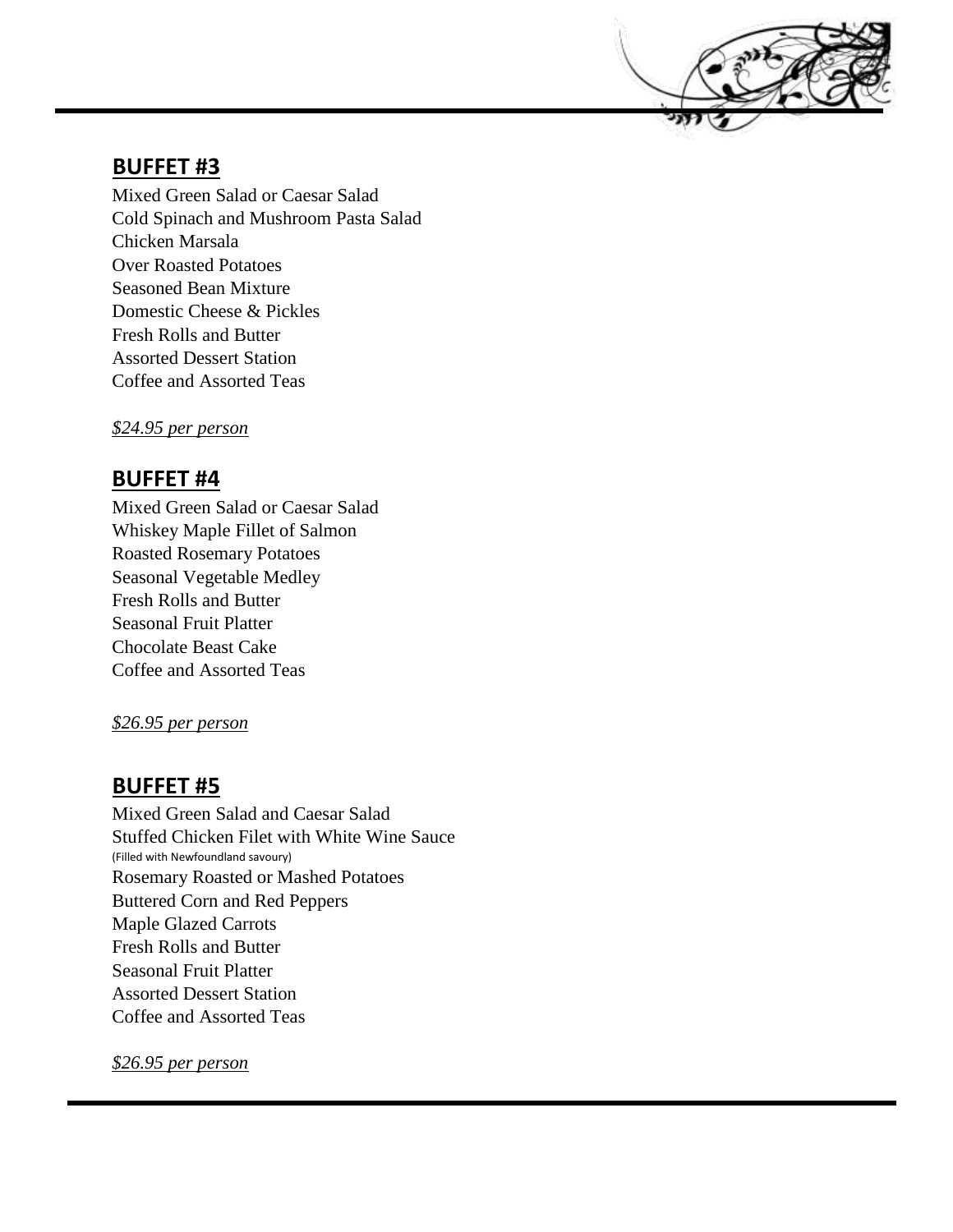## BUFFET #3

Mixed Green Salad or Caesar Salad
Cold Spinach and Mushroom Pasta Salad
Chicken Marsala
Over Roasted Potatoes
Seasoned Bean Mixture
Domestic Cheese & Pickles
Fresh Rolls and Butter
Assorted Dessert Station
Coffee and Assorted Teas

*$24.95 per person*

## BUFFET #4

Mixed Green Salad or Caesar Salad
Whiskey Maple Fillet of Salmon
Roasted Rosemary Potatoes
Seasonal Vegetable Medley
Fresh Rolls and Butter
Seasonal Fruit Platter
Chocolate Beast Cake
Coffee and Assorted Teas

*$26.95 per person*

## BUFFET #5

Mixed Green Salad and Caesar Salad
Stuffed Chicken Filet with White Wine Sauce
(Filled with Newfoundland savoury)
Rosemary Roasted or Mashed Potatoes
Buttered Corn and Red Peppers
Maple Glazed Carrots
Fresh Rolls and Butter
Seasonal Fruit Platter
Assorted Dessert Station
Coffee and Assorted Teas

*$26.95 per person*